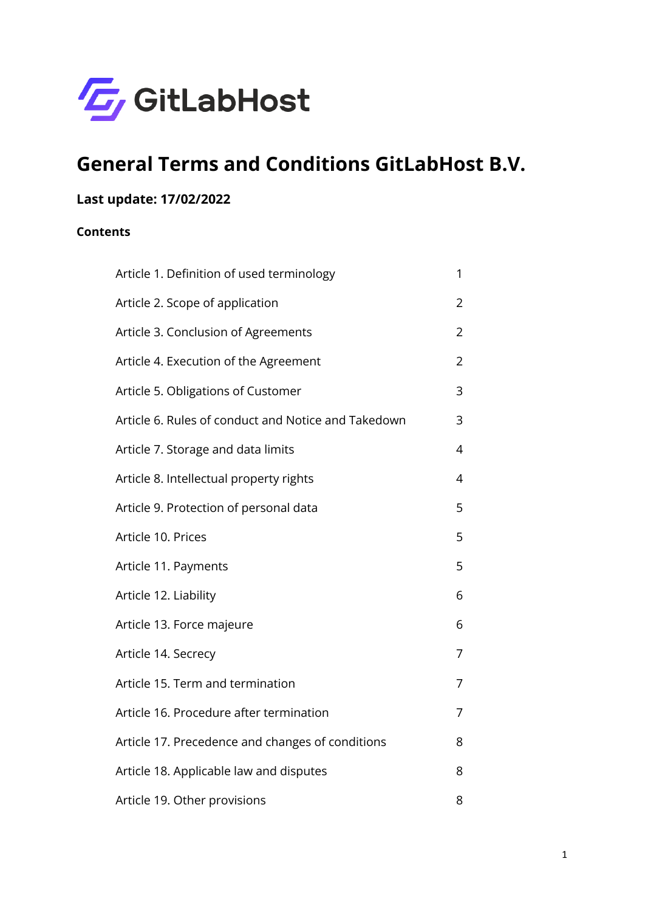GitLabHost

# General Terms and Conditions GitLabHost B.V.

**Last update: 17/02/2022**

**Contents**

| | |
|---|---|
| Article 1. Definition of used terminology | 1 |
| Article 2. Scope of application | 2 |
| Article 3. Conclusion of Agreements | 2 |
| Article 4. Execution of the Agreement | 2 |
| Article 5. Obligations of Customer | 3 |
| Article 6. Rules of conduct and Notice and Takedown | 3 |
| Article 7. Storage and data limits | 4 |
| Article 8. Intellectual property rights | 4 |
| Article 9. Protection of personal data | 5 |
| Article 10. Prices | 5 |
| Article 11. Payments | 5 |
| Article 12. Liability | 6 |
| Article 13. Force majeure | 6 |
| Article 14. Secrecy | 7 |
| Article 15. Term and termination | 7 |
| Article 16. Procedure after termination | 7 |
| Article 17. Precedence and changes of conditions | 8 |
| Article 18. Applicable law and disputes | 8 |
| Article 19. Other provisions | 8 |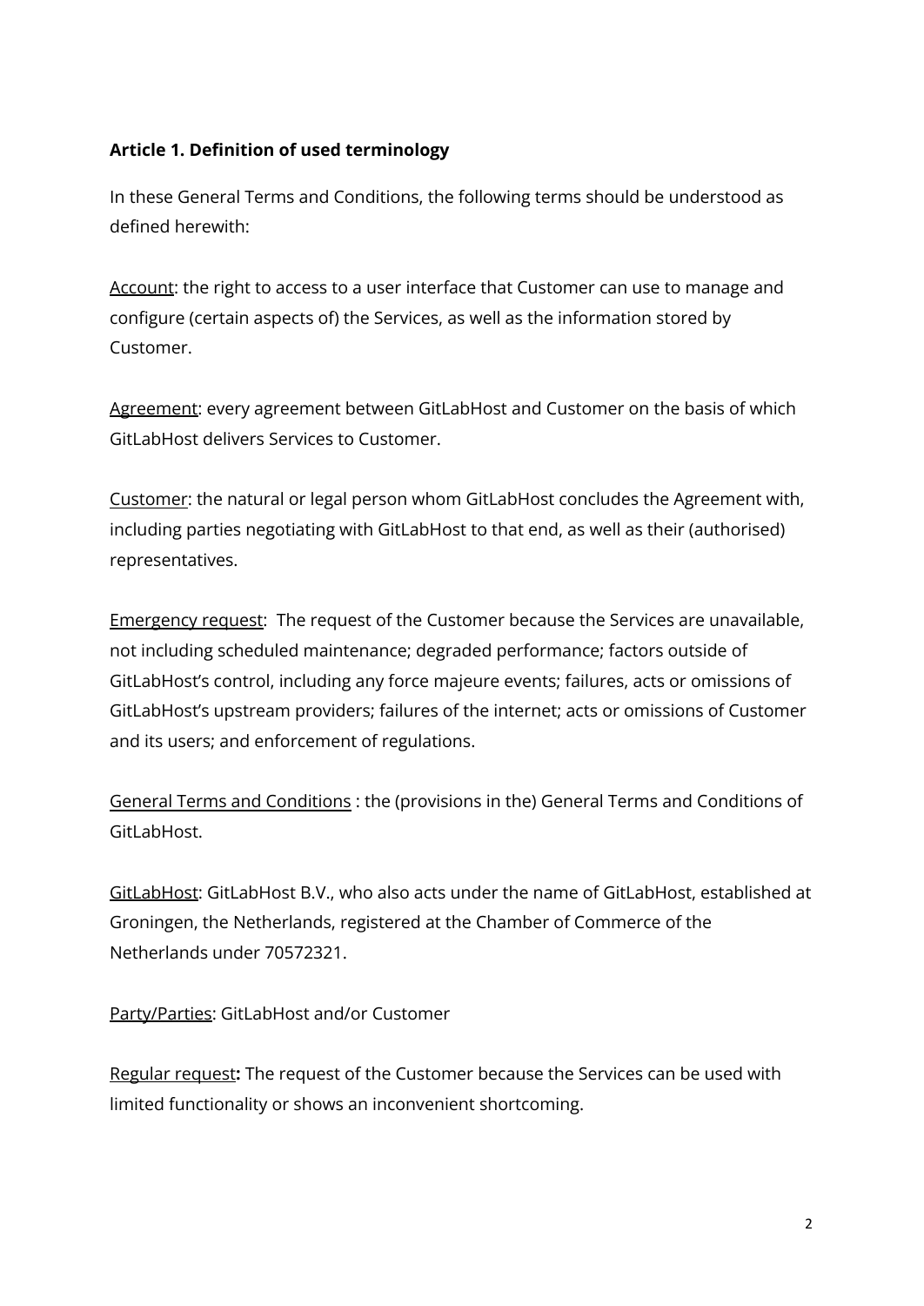**Article 1. Definition of used terminology**

In these General Terms and Conditions, the following terms should be understood as defined herewith:

Account: the right to access to a user interface that Customer can use to manage and configure (certain aspects of) the Services, as well as the information stored by Customer.

Agreement: every agreement between GitLabHost and Customer on the basis of which GitLabHost delivers Services to Customer.

Customer: the natural or legal person whom GitLabHost concludes the Agreement with, including parties negotiating with GitLabHost to that end, as well as their (authorised) representatives.

Emergency request: The request of the Customer because the Services are unavailable, not including scheduled maintenance; degraded performance; factors outside of GitLabHost's control, including any force majeure events; failures, acts or omissions of GitLabHost's upstream providers; failures of the internet; acts or omissions of Customer and its users; and enforcement of regulations.

General Terms and Conditions : the (provisions in the) General Terms and Conditions of GitLabHost.

GitLabHost: GitLabHost B.V., who also acts under the name of GitLabHost, established at Groningen, the Netherlands, registered at the Chamber of Commerce of the Netherlands under 70572321.

Party/Parties: GitLabHost and/or Customer

Regular request**:** The request of the Customer because the Services can be used with limited functionality or shows an inconvenient shortcoming.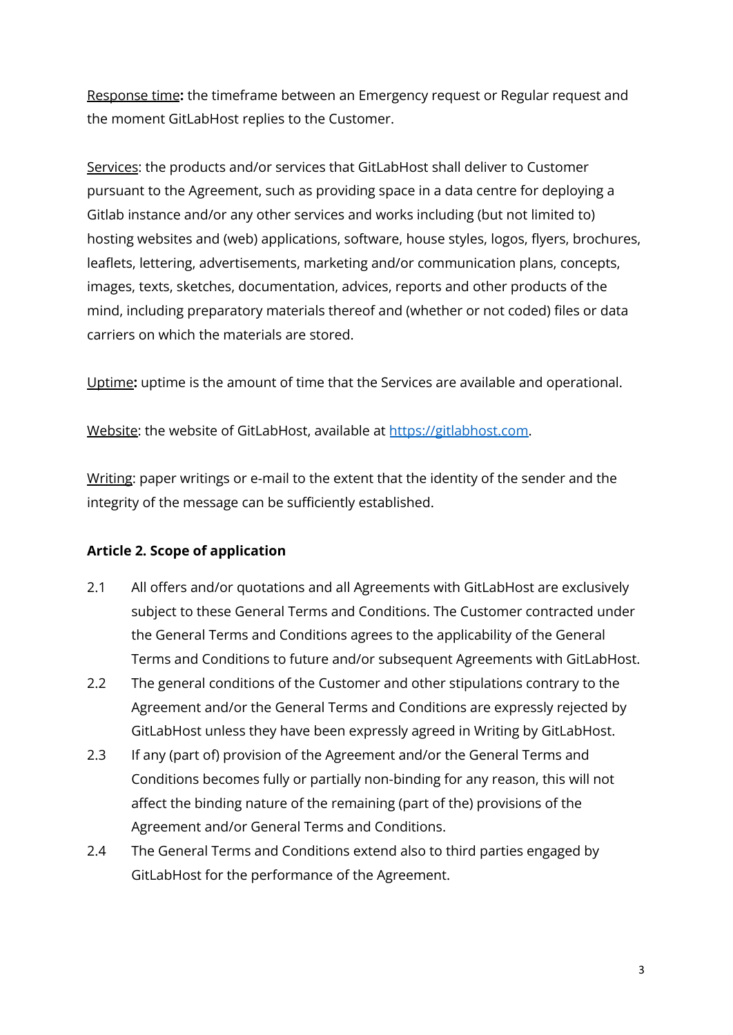<u>Response time</u>**:** the timeframe between an Emergency request or Regular request and the moment GitLabHost replies to the Customer.

<u>Services</u>: the products and/or services that GitLabHost shall deliver to Customer pursuant to the Agreement, such as providing space in a data centre for deploying a Gitlab instance and/or any other services and works including (but not limited to) hosting websites and (web) applications, software, house styles, logos, flyers, brochures, leaflets, lettering, advertisements, marketing and/or communication plans, concepts, images, texts, sketches, documentation, advices, reports and other products of the mind, including preparatory materials thereof and (whether or not coded) files or data carriers on which the materials are stored.

<u>Uptime</u>**:** uptime is the amount of time that the Services are available and operational.

<u>Website</u>: the website of GitLabHost, available at [https://gitlabhost.com](https://gitlabhost.com).

<u>Writing</u>: paper writings or e-mail to the extent that the identity of the sender and the integrity of the message can be sufficiently established.

**Article 2. Scope of application**

2.1 All offers and/or quotations and all Agreements with GitLabHost are exclusively subject to these General Terms and Conditions. The Customer contracted under the General Terms and Conditions agrees to the applicability of the General Terms and Conditions to future and/or subsequent Agreements with GitLabHost.

2.2 The general conditions of the Customer and other stipulations contrary to the Agreement and/or the General Terms and Conditions are expressly rejected by GitLabHost unless they have been expressly agreed in Writing by GitLabHost.

2.3 If any (part of) provision of the Agreement and/or the General Terms and Conditions becomes fully or partially non-binding for any reason, this will not affect the binding nature of the remaining (part of the) provisions of the Agreement and/or General Terms and Conditions.

2.4 The General Terms and Conditions extend also to third parties engaged by GitLabHost for the performance of the Agreement.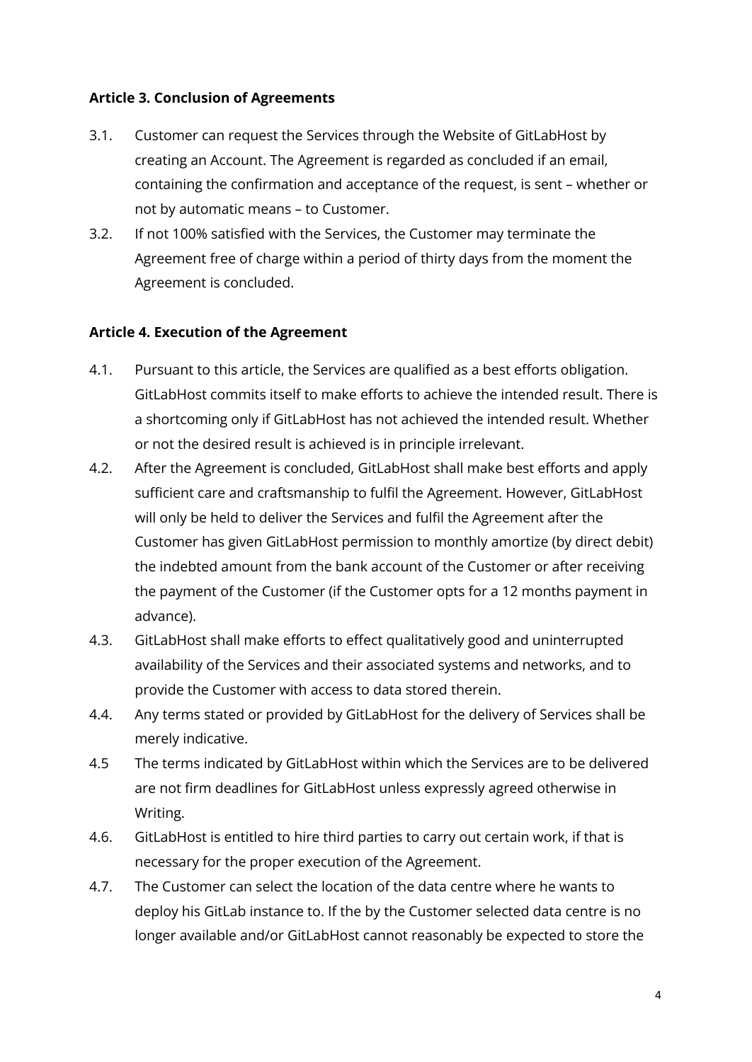**Article 3. Conclusion of Agreements**

3.1. Customer can request the Services through the Website of GitLabHost by creating an Account. The Agreement is regarded as concluded if an email, containing the confirmation and acceptance of the request, is sent – whether or not by automatic means – to Customer.

3.2. If not 100% satisfied with the Services, the Customer may terminate the Agreement free of charge within a period of thirty days from the moment the Agreement is concluded.

**Article 4. Execution of the Agreement**

4.1. Pursuant to this article, the Services are qualified as a best efforts obligation. GitLabHost commits itself to make efforts to achieve the intended result. There is a shortcoming only if GitLabHost has not achieved the intended result. Whether or not the desired result is achieved is in principle irrelevant.

4.2. After the Agreement is concluded, GitLabHost shall make best efforts and apply sufficient care and craftsmanship to fulfil the Agreement. However, GitLabHost will only be held to deliver the Services and fulfil the Agreement after the Customer has given GitLabHost permission to monthly amortize (by direct debit) the indebted amount from the bank account of the Customer or after receiving the payment of the Customer (if the Customer opts for a 12 months payment in advance).

4.3. GitLabHost shall make efforts to effect qualitatively good and uninterrupted availability of the Services and their associated systems and networks, and to provide the Customer with access to data stored therein.

4.4. Any terms stated or provided by GitLabHost for the delivery of Services shall be merely indicative.

4.5 The terms indicated by GitLabHost within which the Services are to be delivered are not firm deadlines for GitLabHost unless expressly agreed otherwise in Writing.

4.6. GitLabHost is entitled to hire third parties to carry out certain work, if that is necessary for the proper execution of the Agreement.

4.7. The Customer can select the location of the data centre where he wants to deploy his GitLab instance to. If the by the Customer selected data centre is no longer available and/or GitLabHost cannot reasonably be expected to store the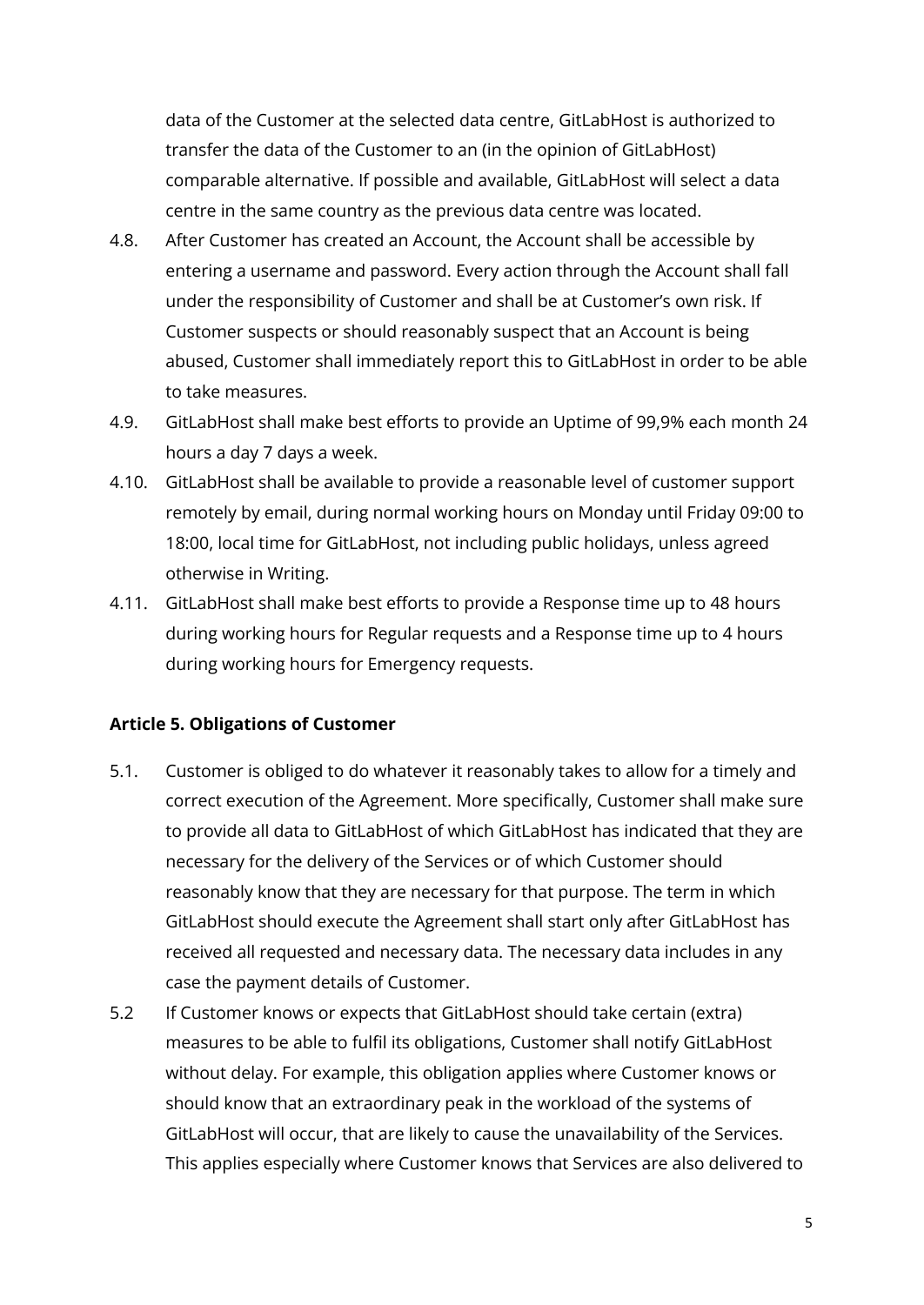data of the Customer at the selected data centre, GitLabHost is authorized to transfer the data of the Customer to an (in the opinion of GitLabHost) comparable alternative. If possible and available, GitLabHost will select a data centre in the same country as the previous data centre was located.

4.8. After Customer has created an Account, the Account shall be accessible by entering a username and password. Every action through the Account shall fall under the responsibility of Customer and shall be at Customer's own risk. If Customer suspects or should reasonably suspect that an Account is being abused, Customer shall immediately report this to GitLabHost in order to be able to take measures.

4.9. GitLabHost shall make best efforts to provide an Uptime of 99,9% each month 24 hours a day 7 days a week.

4.10. GitLabHost shall be available to provide a reasonable level of customer support remotely by email, during normal working hours on Monday until Friday 09:00 to 18:00, local time for GitLabHost, not including public holidays, unless agreed otherwise in Writing.

4.11. GitLabHost shall make best efforts to provide a Response time up to 48 hours during working hours for Regular requests and a Response time up to 4 hours during working hours for Emergency requests.

**Article 5. Obligations of Customer**

5.1. Customer is obliged to do whatever it reasonably takes to allow for a timely and correct execution of the Agreement. More specifically, Customer shall make sure to provide all data to GitLabHost of which GitLabHost has indicated that they are necessary for the delivery of the Services or of which Customer should reasonably know that they are necessary for that purpose. The term in which GitLabHost should execute the Agreement shall start only after GitLabHost has received all requested and necessary data. The necessary data includes in any case the payment details of Customer.

5.2 If Customer knows or expects that GitLabHost should take certain (extra) measures to be able to fulfil its obligations, Customer shall notify GitLabHost without delay. For example, this obligation applies where Customer knows or should know that an extraordinary peak in the workload of the systems of GitLabHost will occur, that are likely to cause the unavailability of the Services. This applies especially where Customer knows that Services are also delivered to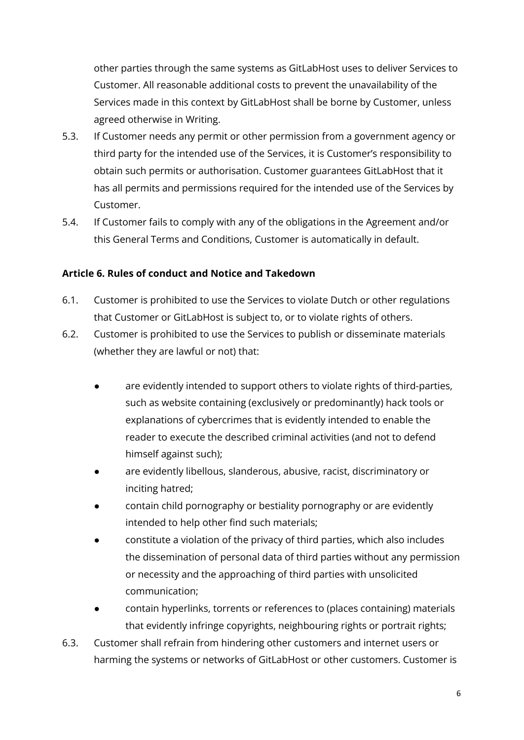other parties through the same systems as GitLabHost uses to deliver Services to Customer. All reasonable additional costs to prevent the unavailability of the Services made in this context by GitLabHost shall be borne by Customer, unless agreed otherwise in Writing.

5.3. If Customer needs any permit or other permission from a government agency or third party for the intended use of the Services, it is Customer's responsibility to obtain such permits or authorisation. Customer guarantees GitLabHost that it has all permits and permissions required for the intended use of the Services by Customer.

5.4. If Customer fails to comply with any of the obligations in the Agreement and/or this General Terms and Conditions, Customer is automatically in default.

**Article 6. Rules of conduct and Notice and Takedown**

6.1. Customer is prohibited to use the Services to violate Dutch or other regulations that Customer or GitLabHost is subject to, or to violate rights of others.

6.2. Customer is prohibited to use the Services to publish or disseminate materials (whether they are lawful or not) that:

- are evidently intended to support others to violate rights of third-parties, such as website containing (exclusively or predominantly) hack tools or explanations of cybercrimes that is evidently intended to enable the reader to execute the described criminal activities (and not to defend himself against such);
- are evidently libellous, slanderous, abusive, racist, discriminatory or inciting hatred;
- contain child pornography or bestiality pornography or are evidently intended to help other find such materials;
- constitute a violation of the privacy of third parties, which also includes the dissemination of personal data of third parties without any permission or necessity and the approaching of third parties with unsolicited communication;
- contain hyperlinks, torrents or references to (places containing) materials that evidently infringe copyrights, neighbouring rights or portrait rights;

6.3. Customer shall refrain from hindering other customers and internet users or harming the systems or networks of GitLabHost or other customers. Customer is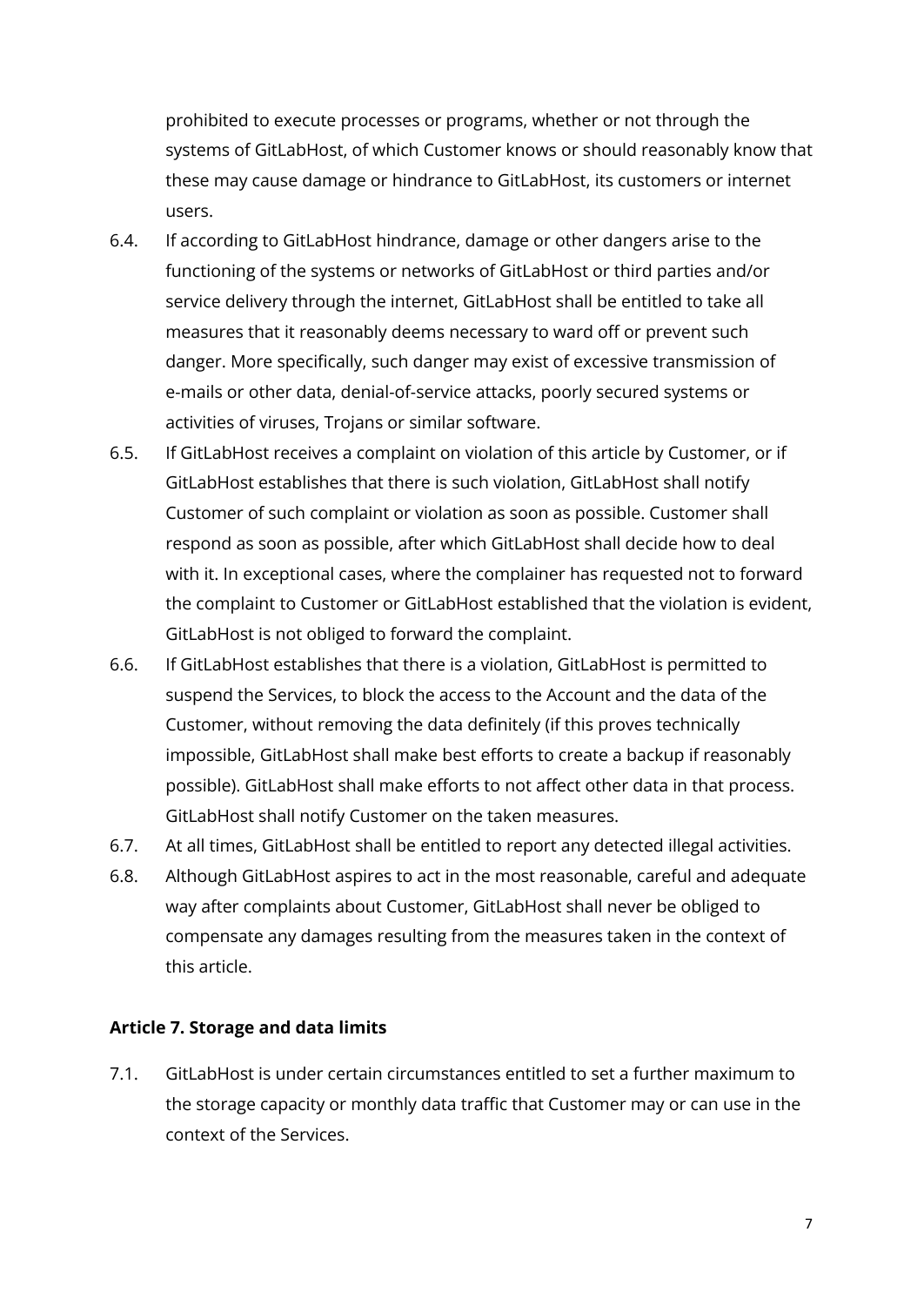prohibited to execute processes or programs, whether or not through the systems of GitLabHost, of which Customer knows or should reasonably know that these may cause damage or hindrance to GitLabHost, its customers or internet users.

6.4. If according to GitLabHost hindrance, damage or other dangers arise to the functioning of the systems or networks of GitLabHost or third parties and/or service delivery through the internet, GitLabHost shall be entitled to take all measures that it reasonably deems necessary to ward off or prevent such danger. More specifically, such danger may exist of excessive transmission of e-mails or other data, denial-of-service attacks, poorly secured systems or activities of viruses, Trojans or similar software.

6.5. If GitLabHost receives a complaint on violation of this article by Customer, or if GitLabHost establishes that there is such violation, GitLabHost shall notify Customer of such complaint or violation as soon as possible. Customer shall respond as soon as possible, after which GitLabHost shall decide how to deal with it. In exceptional cases, where the complainer has requested not to forward the complaint to Customer or GitLabHost established that the violation is evident, GitLabHost is not obliged to forward the complaint.

6.6. If GitLabHost establishes that there is a violation, GitLabHost is permitted to suspend the Services, to block the access to the Account and the data of the Customer, without removing the data definitely (if this proves technically impossible, GitLabHost shall make best efforts to create a backup if reasonably possible). GitLabHost shall make efforts to not affect other data in that process. GitLabHost shall notify Customer on the taken measures.

6.7. At all times, GitLabHost shall be entitled to report any detected illegal activities.

6.8. Although GitLabHost aspires to act in the most reasonable, careful and adequate way after complaints about Customer, GitLabHost shall never be obliged to compensate any damages resulting from the measures taken in the context of this article.

### Article 7. Storage and data limits

7.1. GitLabHost is under certain circumstances entitled to set a further maximum to the storage capacity or monthly data traffic that Customer may or can use in the context of the Services.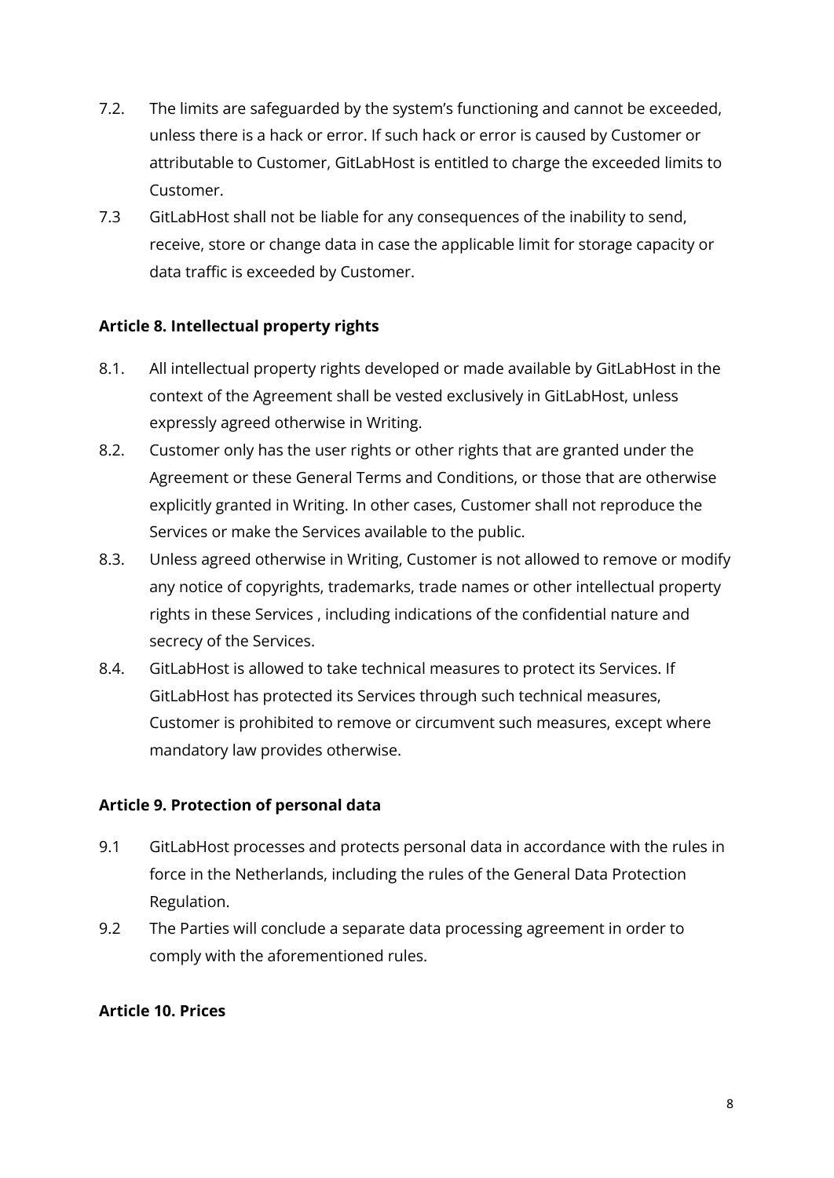7.2. The limits are safeguarded by the system's functioning and cannot be exceeded, unless there is a hack or error. If such hack or error is caused by Customer or attributable to Customer, GitLabHost is entitled to charge the exceeded limits to Customer.

7.3 GitLabHost shall not be liable for any consequences of the inability to send, receive, store or change data in case the applicable limit for storage capacity or data traffic is exceeded by Customer.

**Article 8. Intellectual property rights**

8.1. All intellectual property rights developed or made available by GitLabHost in the context of the Agreement shall be vested exclusively in GitLabHost, unless expressly agreed otherwise in Writing.

8.2. Customer only has the user rights or other rights that are granted under the Agreement or these General Terms and Conditions, or those that are otherwise explicitly granted in Writing. In other cases, Customer shall not reproduce the Services or make the Services available to the public.

8.3. Unless agreed otherwise in Writing, Customer is not allowed to remove or modify any notice of copyrights, trademarks, trade names or other intellectual property rights in these Services , including indications of the confidential nature and secrecy of the Services.

8.4. GitLabHost is allowed to take technical measures to protect its Services. If GitLabHost has protected its Services through such technical measures, Customer is prohibited to remove or circumvent such measures, except where mandatory law provides otherwise.

**Article 9. Protection of personal data**

9.1 GitLabHost processes and protects personal data in accordance with the rules in force in the Netherlands, including the rules of the General Data Protection Regulation.

9.2 The Parties will conclude a separate data processing agreement in order to comply with the aforementioned rules.

**Article 10. Prices**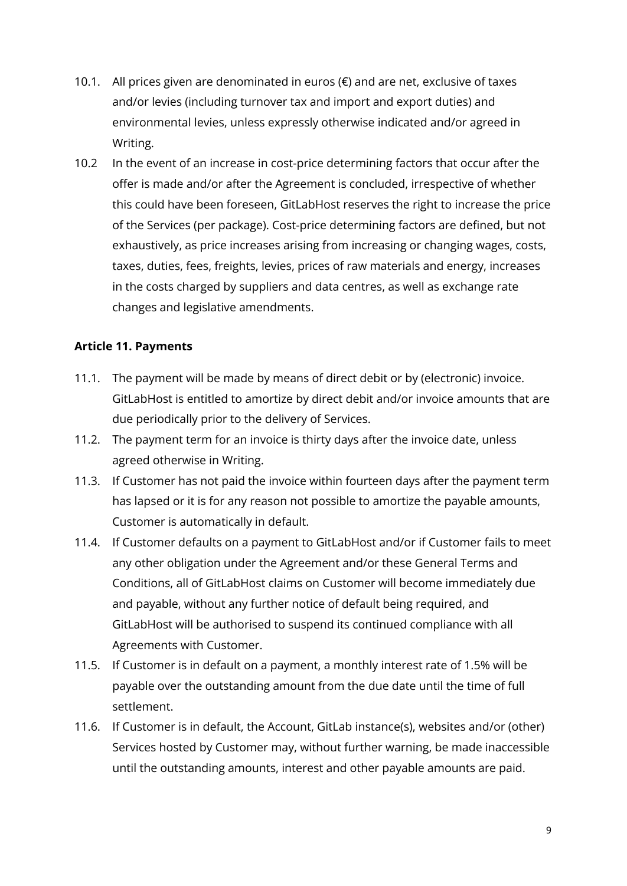10.1. All prices given are denominated in euros (€) and are net, exclusive of taxes and/or levies (including turnover tax and import and export duties) and environmental levies, unless expressly otherwise indicated and/or agreed in Writing.

10.2 In the event of an increase in cost-price determining factors that occur after the offer is made and/or after the Agreement is concluded, irrespective of whether this could have been foreseen, GitLabHost reserves the right to increase the price of the Services (per package). Cost-price determining factors are defined, but not exhaustively, as price increases arising from increasing or changing wages, costs, taxes, duties, fees, freights, levies, prices of raw materials and energy, increases in the costs charged by suppliers and data centres, as well as exchange rate changes and legislative amendments.

**Article 11. Payments**

11.1. The payment will be made by means of direct debit or by (electronic) invoice. GitLabHost is entitled to amortize by direct debit and/or invoice amounts that are due periodically prior to the delivery of Services.

11.2. The payment term for an invoice is thirty days after the invoice date, unless agreed otherwise in Writing.

11.3. If Customer has not paid the invoice within fourteen days after the payment term has lapsed or it is for any reason not possible to amortize the payable amounts, Customer is automatically in default.

11.4. If Customer defaults on a payment to GitLabHost and/or if Customer fails to meet any other obligation under the Agreement and/or these General Terms and Conditions, all of GitLabHost claims on Customer will become immediately due and payable, without any further notice of default being required, and GitLabHost will be authorised to suspend its continued compliance with all Agreements with Customer.

11.5. If Customer is in default on a payment, a monthly interest rate of 1.5% will be payable over the outstanding amount from the due date until the time of full settlement.

11.6. If Customer is in default, the Account, GitLab instance(s), websites and/or (other) Services hosted by Customer may, without further warning, be made inaccessible until the outstanding amounts, interest and other payable amounts are paid.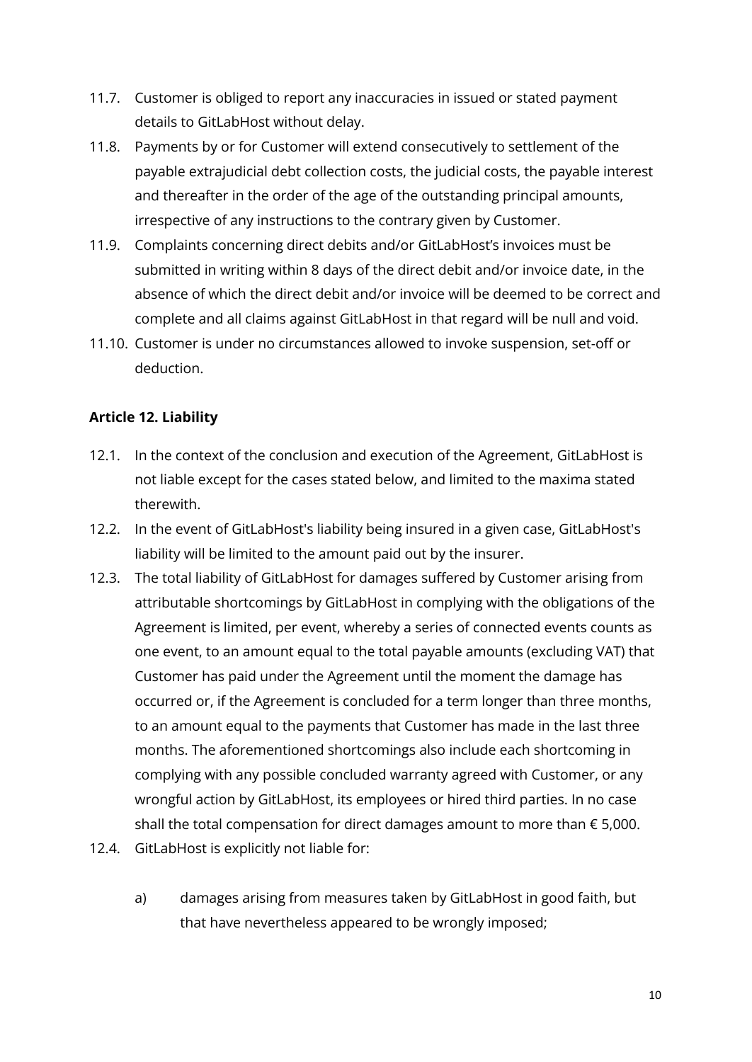11.7. Customer is obliged to report any inaccuracies in issued or stated payment details to GitLabHost without delay.

11.8. Payments by or for Customer will extend consecutively to settlement of the payable extrajudicial debt collection costs, the judicial costs, the payable interest and thereafter in the order of the age of the outstanding principal amounts, irrespective of any instructions to the contrary given by Customer.

11.9. Complaints concerning direct debits and/or GitLabHost's invoices must be submitted in writing within 8 days of the direct debit and/or invoice date, in the absence of which the direct debit and/or invoice will be deemed to be correct and complete and all claims against GitLabHost in that regard will be null and void.

11.10. Customer is under no circumstances allowed to invoke suspension, set-off or deduction.

**Article 12. Liability**

12.1. In the context of the conclusion and execution of the Agreement, GitLabHost is not liable except for the cases stated below, and limited to the maxima stated therewith.

12.2. In the event of GitLabHost's liability being insured in a given case, GitLabHost's liability will be limited to the amount paid out by the insurer.

12.3. The total liability of GitLabHost for damages suffered by Customer arising from attributable shortcomings by GitLabHost in complying with the obligations of the Agreement is limited, per event, whereby a series of connected events counts as one event, to an amount equal to the total payable amounts (excluding VAT) that Customer has paid under the Agreement until the moment the damage has occurred or, if the Agreement is concluded for a term longer than three months, to an amount equal to the payments that Customer has made in the last three months. The aforementioned shortcomings also include each shortcoming in complying with any possible concluded warranty agreed with Customer, or any wrongful action by GitLabHost, its employees or hired third parties. In no case shall the total compensation for direct damages amount to more than € 5,000.

12.4. GitLabHost is explicitly not liable for:

a) damages arising from measures taken by GitLabHost in good faith, but that have nevertheless appeared to be wrongly imposed;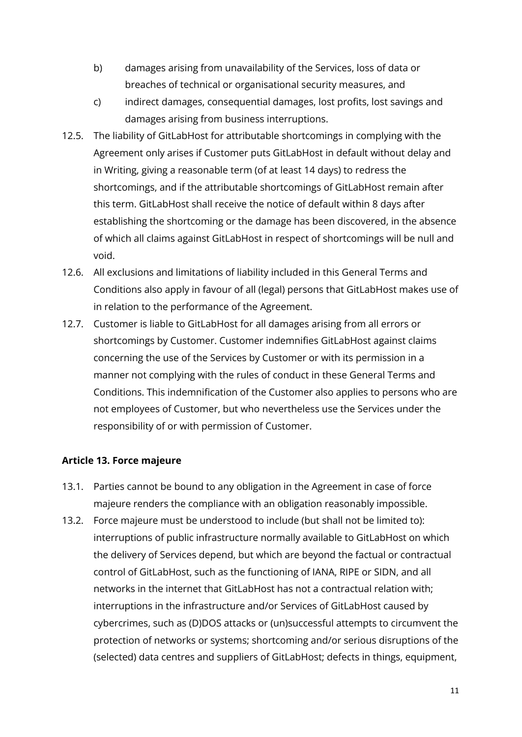b) damages arising from unavailability of the Services, loss of data or breaches of technical or organisational security measures, and

c) indirect damages, consequential damages, lost profits, lost savings and damages arising from business interruptions.

12.5. The liability of GitLabHost for attributable shortcomings in complying with the Agreement only arises if Customer puts GitLabHost in default without delay and in Writing, giving a reasonable term (of at least 14 days) to redress the shortcomings, and if the attributable shortcomings of GitLabHost remain after this term. GitLabHost shall receive the notice of default within 8 days after establishing the shortcoming or the damage has been discovered, in the absence of which all claims against GitLabHost in respect of shortcomings will be null and void.

12.6. All exclusions and limitations of liability included in this General Terms and Conditions also apply in favour of all (legal) persons that GitLabHost makes use of in relation to the performance of the Agreement.

12.7. Customer is liable to GitLabHost for all damages arising from all errors or shortcomings by Customer. Customer indemnifies GitLabHost against claims concerning the use of the Services by Customer or with its permission in a manner not complying with the rules of conduct in these General Terms and Conditions. This indemnification of the Customer also applies to persons who are not employees of Customer, but who nevertheless use the Services under the responsibility of or with permission of Customer.

**Article 13. Force majeure**

13.1. Parties cannot be bound to any obligation in the Agreement in case of force majeure renders the compliance with an obligation reasonably impossible.

13.2. Force majeure must be understood to include (but shall not be limited to): interruptions of public infrastructure normally available to GitLabHost on which the delivery of Services depend, but which are beyond the factual or contractual control of GitLabHost, such as the functioning of IANA, RIPE or SIDN, and all networks in the internet that GitLabHost has not a contractual relation with; interruptions in the infrastructure and/or Services of GitLabHost caused by cybercrimes, such as (D)DOS attacks or (un)successful attempts to circumvent the protection of networks or systems; shortcoming and/or serious disruptions of the (selected) data centres and suppliers of GitLabHost; defects in things, equipment,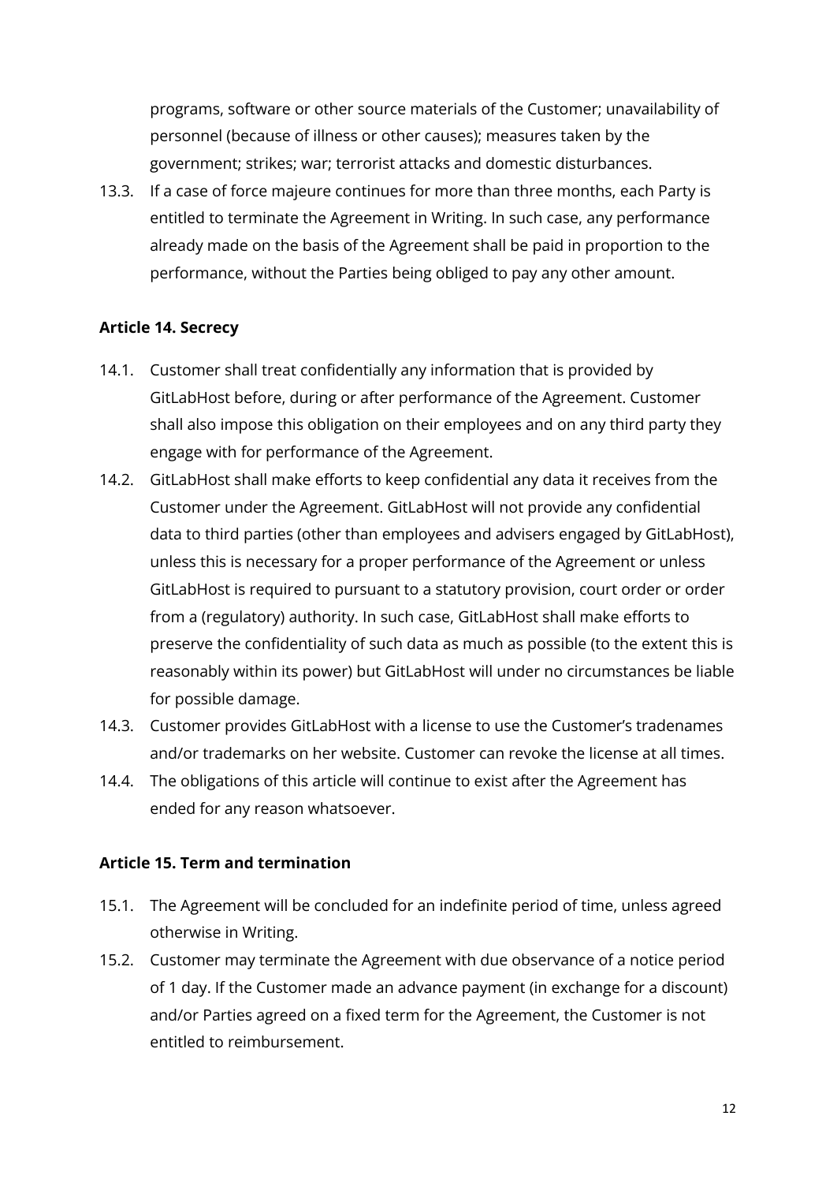programs, software or other source materials of the Customer; unavailability of personnel (because of illness or other causes); measures taken by the government; strikes; war; terrorist attacks and domestic disturbances.

13.3. If a case of force majeure continues for more than three months, each Party is entitled to terminate the Agreement in Writing. In such case, any performance already made on the basis of the Agreement shall be paid in proportion to the performance, without the Parties being obliged to pay any other amount.

**Article 14. Secrecy**

14.1. Customer shall treat confidentially any information that is provided by GitLabHost before, during or after performance of the Agreement. Customer shall also impose this obligation on their employees and on any third party they engage with for performance of the Agreement.

14.2. GitLabHost shall make efforts to keep confidential any data it receives from the Customer under the Agreement. GitLabHost will not provide any confidential data to third parties (other than employees and advisers engaged by GitLabHost), unless this is necessary for a proper performance of the Agreement or unless GitLabHost is required to pursuant to a statutory provision, court order or order from a (regulatory) authority. In such case, GitLabHost shall make efforts to preserve the confidentiality of such data as much as possible (to the extent this is reasonably within its power) but GitLabHost will under no circumstances be liable for possible damage.

14.3. Customer provides GitLabHost with a license to use the Customer's tradenames and/or trademarks on her website. Customer can revoke the license at all times.

14.4. The obligations of this article will continue to exist after the Agreement has ended for any reason whatsoever.

**Article 15. Term and termination**

15.1. The Agreement will be concluded for an indefinite period of time, unless agreed otherwise in Writing.

15.2. Customer may terminate the Agreement with due observance of a notice period of 1 day. If the Customer made an advance payment (in exchange for a discount) and/or Parties agreed on a fixed term for the Agreement, the Customer is not entitled to reimbursement.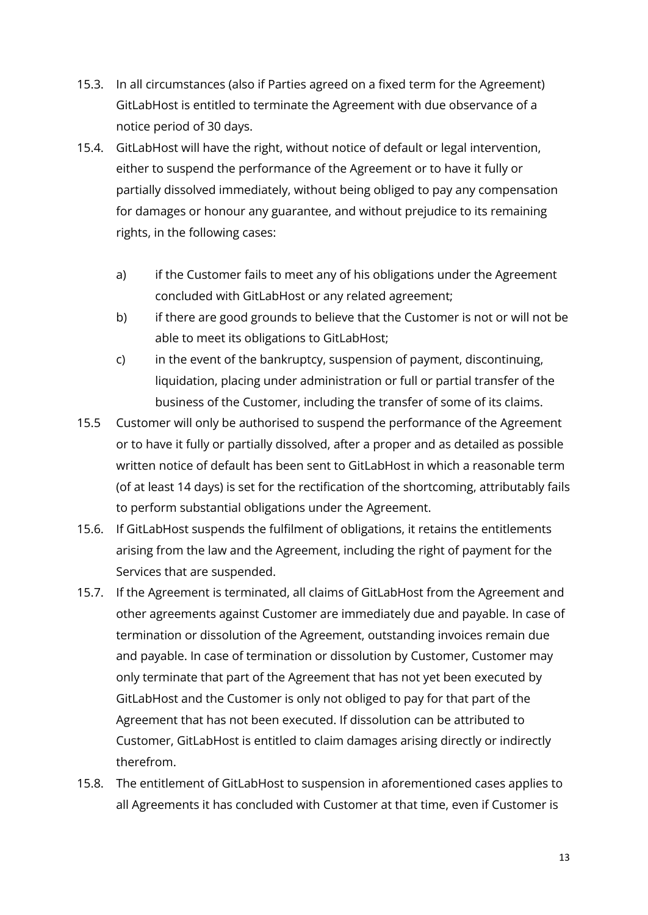15.3. In all circumstances (also if Parties agreed on a fixed term for the Agreement) GitLabHost is entitled to terminate the Agreement with due observance of a notice period of 30 days.

15.4. GitLabHost will have the right, without notice of default or legal intervention, either to suspend the performance of the Agreement or to have it fully or partially dissolved immediately, without being obliged to pay any compensation for damages or honour any guarantee, and without prejudice to its remaining rights, in the following cases:

a) if the Customer fails to meet any of his obligations under the Agreement concluded with GitLabHost or any related agreement;

b) if there are good grounds to believe that the Customer is not or will not be able to meet its obligations to GitLabHost;

c) in the event of the bankruptcy, suspension of payment, discontinuing, liquidation, placing under administration or full or partial transfer of the business of the Customer, including the transfer of some of its claims.

15.5 Customer will only be authorised to suspend the performance of the Agreement or to have it fully or partially dissolved, after a proper and as detailed as possible written notice of default has been sent to GitLabHost in which a reasonable term (of at least 14 days) is set for the rectification of the shortcoming, attributably fails to perform substantial obligations under the Agreement.

15.6. If GitLabHost suspends the fulfilment of obligations, it retains the entitlements arising from the law and the Agreement, including the right of payment for the Services that are suspended.

15.7. If the Agreement is terminated, all claims of GitLabHost from the Agreement and other agreements against Customer are immediately due and payable. In case of termination or dissolution of the Agreement, outstanding invoices remain due and payable. In case of termination or dissolution by Customer, Customer may only terminate that part of the Agreement that has not yet been executed by GitLabHost and the Customer is only not obliged to pay for that part of the Agreement that has not been executed. If dissolution can be attributed to Customer, GitLabHost is entitled to claim damages arising directly or indirectly therefrom.

15.8. The entitlement of GitLabHost to suspension in aforementioned cases applies to all Agreements it has concluded with Customer at that time, even if Customer is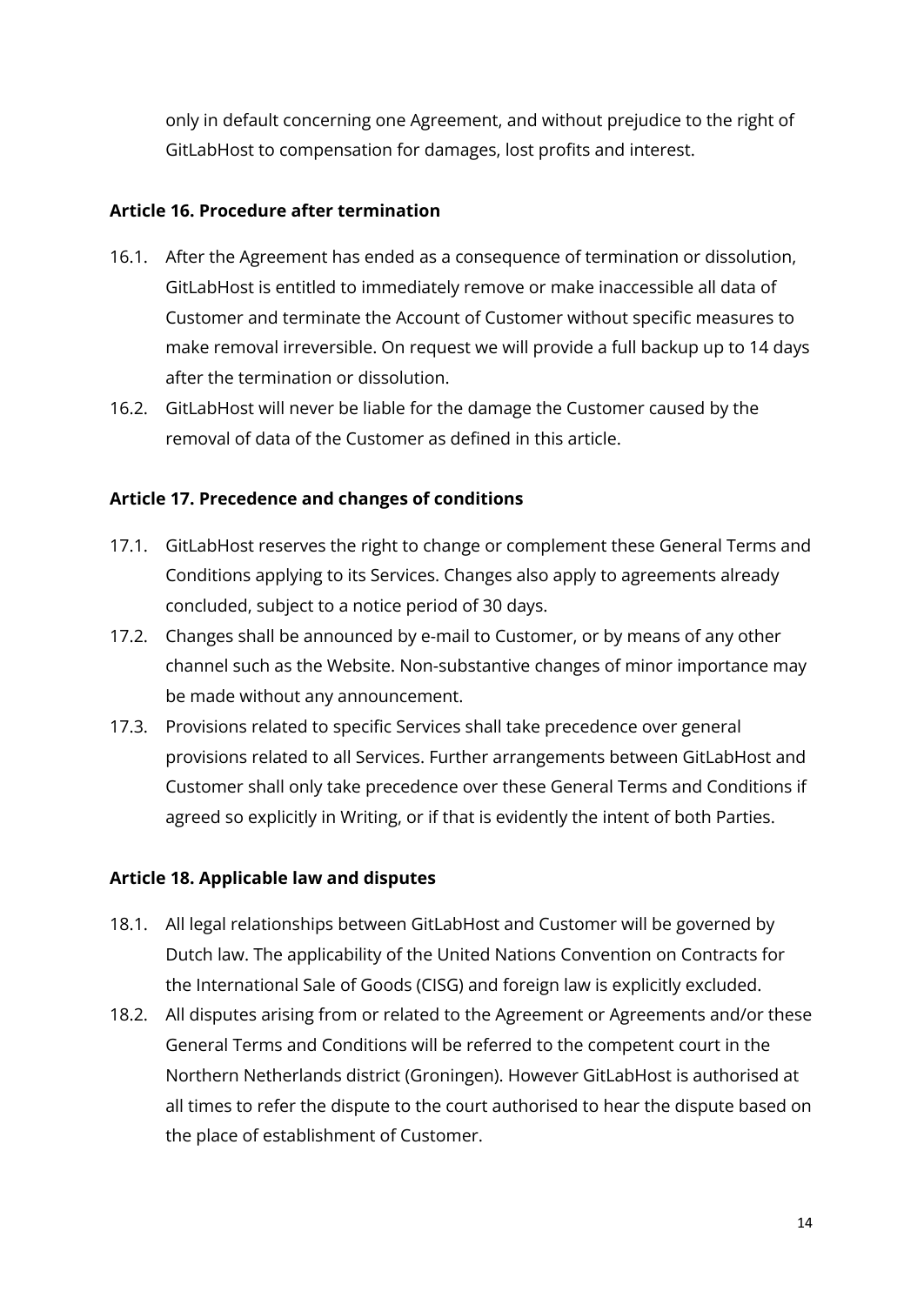only in default concerning one Agreement, and without prejudice to the right of GitLabHost to compensation for damages, lost profits and interest.

### Article 16. Procedure after termination

16.1. After the Agreement has ended as a consequence of termination or dissolution, GitLabHost is entitled to immediately remove or make inaccessible all data of Customer and terminate the Account of Customer without specific measures to make removal irreversible. On request we will provide a full backup up to 14 days after the termination or dissolution.

16.2. GitLabHost will never be liable for the damage the Customer caused by the removal of data of the Customer as defined in this article.

### Article 17. Precedence and changes of conditions

17.1. GitLabHost reserves the right to change or complement these General Terms and Conditions applying to its Services. Changes also apply to agreements already concluded, subject to a notice period of 30 days.

17.2. Changes shall be announced by e-mail to Customer, or by means of any other channel such as the Website. Non-substantive changes of minor importance may be made without any announcement.

17.3. Provisions related to specific Services shall take precedence over general provisions related to all Services. Further arrangements between GitLabHost and Customer shall only take precedence over these General Terms and Conditions if agreed so explicitly in Writing, or if that is evidently the intent of both Parties.

### Article 18. Applicable law and disputes

18.1. All legal relationships between GitLabHost and Customer will be governed by Dutch law. The applicability of the United Nations Convention on Contracts for the International Sale of Goods (CISG) and foreign law is explicitly excluded.

18.2. All disputes arising from or related to the Agreement or Agreements and/or these General Terms and Conditions will be referred to the competent court in the Northern Netherlands district (Groningen). However GitLabHost is authorised at all times to refer the dispute to the court authorised to hear the dispute based on the place of establishment of Customer.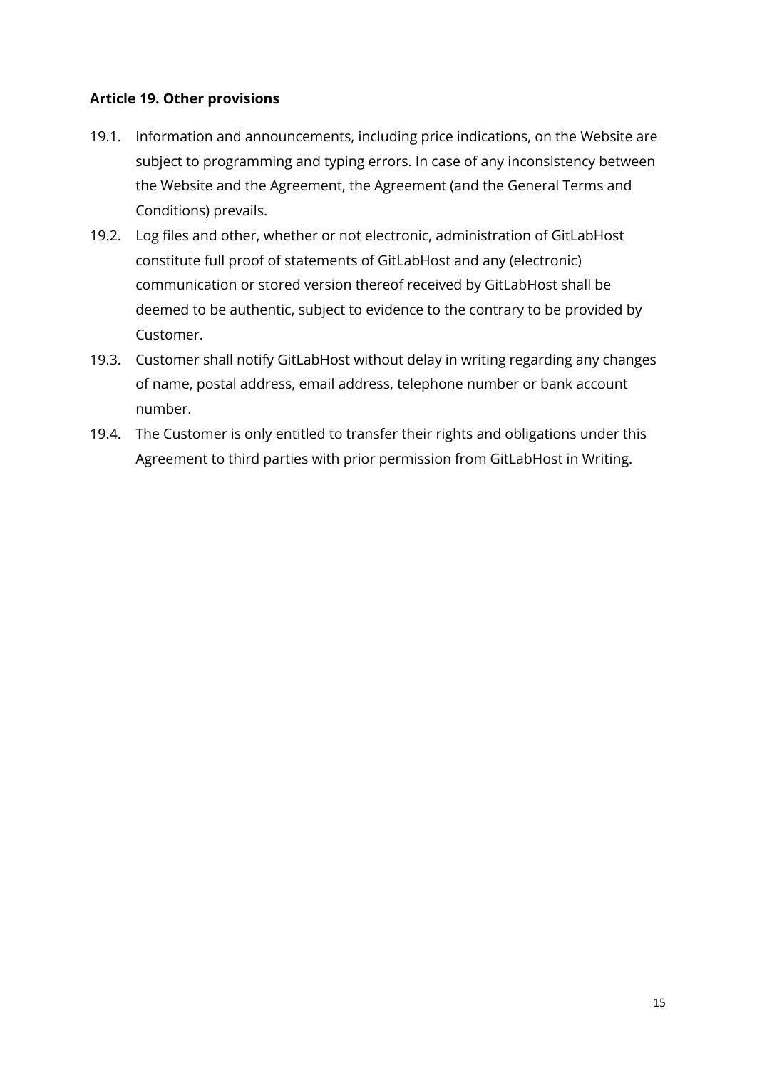**Article 19. Other provisions**

19.1. Information and announcements, including price indications, on the Website are subject to programming and typing errors. In case of any inconsistency between the Website and the Agreement, the Agreement (and the General Terms and Conditions) prevails.

19.2. Log files and other, whether or not electronic, administration of GitLabHost constitute full proof of statements of GitLabHost and any (electronic) communication or stored version thereof received by GitLabHost shall be deemed to be authentic, subject to evidence to the contrary to be provided by Customer.

19.3. Customer shall notify GitLabHost without delay in writing regarding any changes of name, postal address, email address, telephone number or bank account number.

19.4. The Customer is only entitled to transfer their rights and obligations under this Agreement to third parties with prior permission from GitLabHost in Writing.